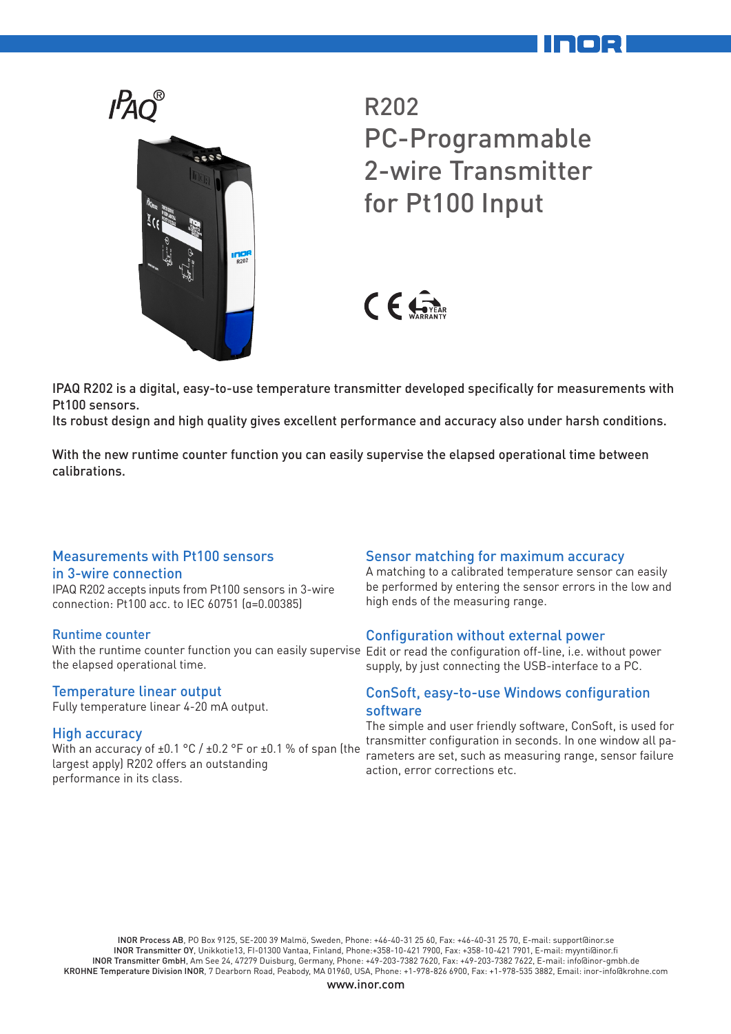# R202
# PC-Programmable 2-wire Transmitter for Pt100 Input

IPAQ R202 is a digital, easy-to-use temperature transmitter developed specifically for measurements with Pt100 sensors.
Its robust design and high quality gives excellent performance and accuracy also under harsh conditions.

With the new runtime counter function you can easily supervise the elapsed operational time between calibrations.

## Measurements with Pt100 sensors in 3-wire connection

IPAQ R202 accepts inputs from Pt100 sensors in 3-wire connection: Pt100 acc. to IEC 60751 (α=0.00385)

## Runtime counter

With the runtime counter function you can easily supervise the elapsed operational time.

## Temperature linear output

Fully temperature linear 4-20 mA output.

## High accuracy

With an accuracy of ±0.1 °C / ±0.2 °F or ±0.1 % of span (the largest apply) R202 offers an outstanding performance in its class.

## Sensor matching for maximum accuracy

A matching to a calibrated temperature sensor can easily be performed by entering the sensor errors in the low and high ends of the measuring range.

## Configuration without external power

Edit or read the configuration off-line, i.e. without power supply, by just connecting the USB-interface to a PC.

## ConSoft, easy-to-use Windows configuration software

The simple and user friendly software, ConSoft, is used for transmitter configuration in seconds. In one window all parameters are set, such as measuring range, sensor failure action, error corrections etc.

**INOR Process AB**, PO Box 9125, SE-200 39 Malmö, Sweden, Phone: +46-40-31 25 60, Fax: +46-40-31 25 70, E-mail: support@inor.se
**INOR Transmitter OY**, Unikkotie13, FI-01300 Vantaa, Finland, Phone:+358-10-421 7900, Fax: +358-10-421 7901, E-mail: myynti@inor.fi
**INOR Transmitter GmbH**, Am See 24, 47279 Duisburg, Germany, Phone: +49-203-7382 7620, Fax: +49-203-7382 7622, E-mail: info@inor-gmbh.de
**KROHNE Temperature Division INOR**, 7 Dearborn Road, Peabody, MA 01960, USA, Phone: +1-978-826 6900, Fax: +1-978-535 3882, Email: inor-info@krohne.com

www.inor.com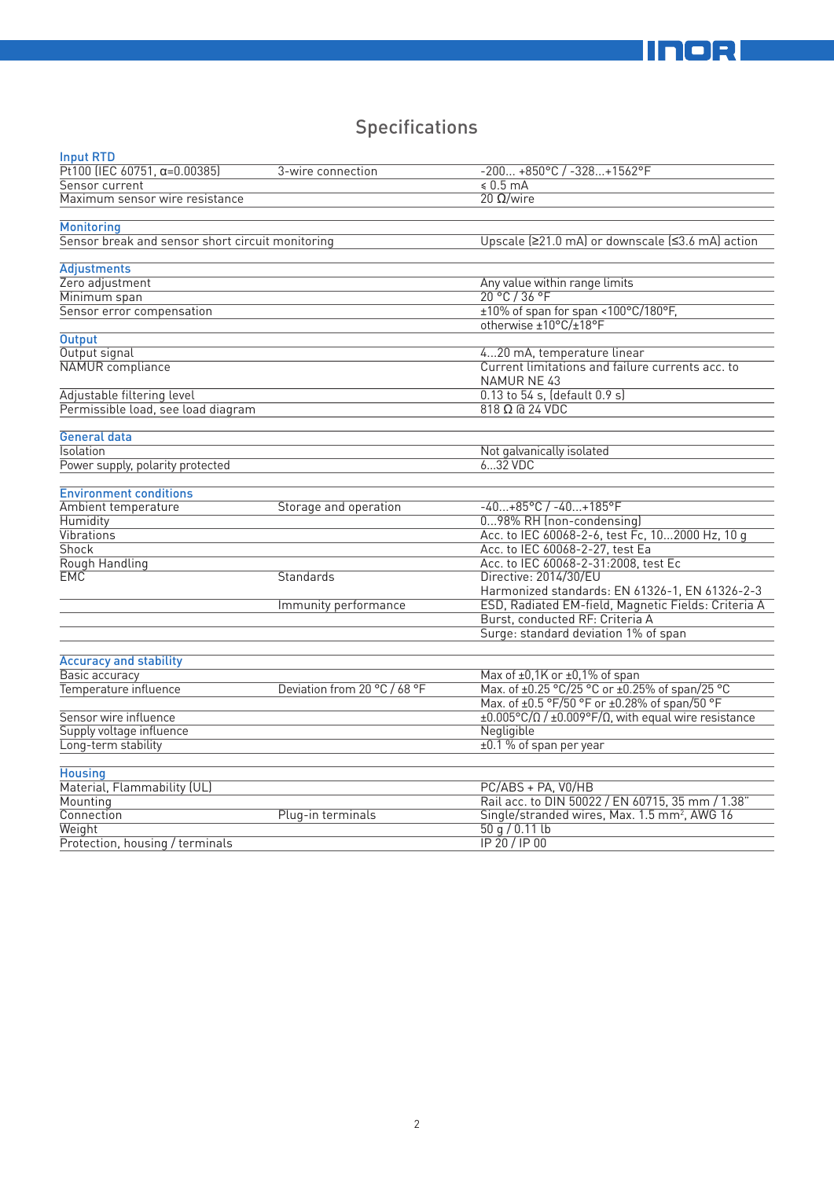## Specifications

### Input RTD

| | | |
|---|---|---|
| Pt100 (IEC 60751, α=0.00385) | 3-wire connection | -200... +850°C / -328...+1562°F |
| Sensor current | | ≤ 0.5 mA |
| Maximum sensor wire resistance | | 20 Ω/wire |

### Monitoring

| | | |
|---|---|---|
| Sensor break and sensor short circuit monitoring | | Upscale (≥21.0 mA) or downscale (≤3.6 mA) action |

### Adjustments

| | | |
|---|---|---|
| Zero adjustment | | Any value within range limits |
| Minimum span | | 20 °C / 36 °F |
| Sensor error compensation | | ±10% of span for span <100°C/180°F, otherwise ±10°C/±18°F |

### Output

| | | |
|---|---|---|
| Output signal | | 4...20 mA, temperature linear |
| NAMUR compliance | | Current limitations and failure currents acc. to NAMUR NE 43 |
| Adjustable filtering level | | 0.13 to 54 s, (default 0.9 s) |
| Permissible load, see load diagram | | 818 Ω @ 24 VDC |

### General data

| | | |
|---|---|---|
| Isolation | | Not galvanically isolated |
| Power supply, polarity protected | | 6...32 VDC |

### Environment conditions

| | | |
|---|---|---|
| Ambient temperature | Storage and operation | -40...+85°C / -40...+185°F |
| Humidity | | 0...98% RH (non-condensing) |
| Vibrations | | Acc. to IEC 60068-2-6, test Fc, 10...2000 Hz, 10 g |
| Shock | | Acc. to IEC 60068-2-27, test Ea |
| Rough Handling | | Acc. to IEC 60068-2-31:2008, test Ec |
| EMC | Standards | Directive: 2014/30/EU<br>Harmonized standards: EN 61326-1, EN 61326-2-3 |
| | Immunity performance | ESD, Radiated EM-field, Magnetic Fields: Criteria A |
| | | Burst, conducted RF: Criteria A |
| | | Surge: standard deviation 1% of span |

### Accuracy and stability

| | | |
|---|---|---|
| Basic accuracy | | Max of ±0,1K or ±0,1% of span |
| Temperature influence | Deviation from 20 °C / 68 °F | Max. of ±0.25 °C/25 °C or ±0.25% of span/25 °C<br>Max. of ±0.5 °F/50 °F or ±0.28% of span/50 °F |
| Sensor wire influence | | ±0.005°C/Ω / ±0.009°F/Ω, with equal wire resistance |
| Supply voltage influence | | Negligible |
| Long-term stability | | ±0.1 % of span per year |

### Housing

| | | |
|---|---|---|
| Material, Flammability (UL) | | PC/ABS + PA, V0/HB |
| Mounting | | Rail acc. to DIN 50022 / EN 60715, 35 mm / 1.38" |
| Connection | Plug-in terminals | Single/stranded wires, Max. 1.5 mm², AWG 16 |
| Weight | | 50 g / 0.11 lb |
| Protection, housing / terminals | | IP 20 / IP 00 |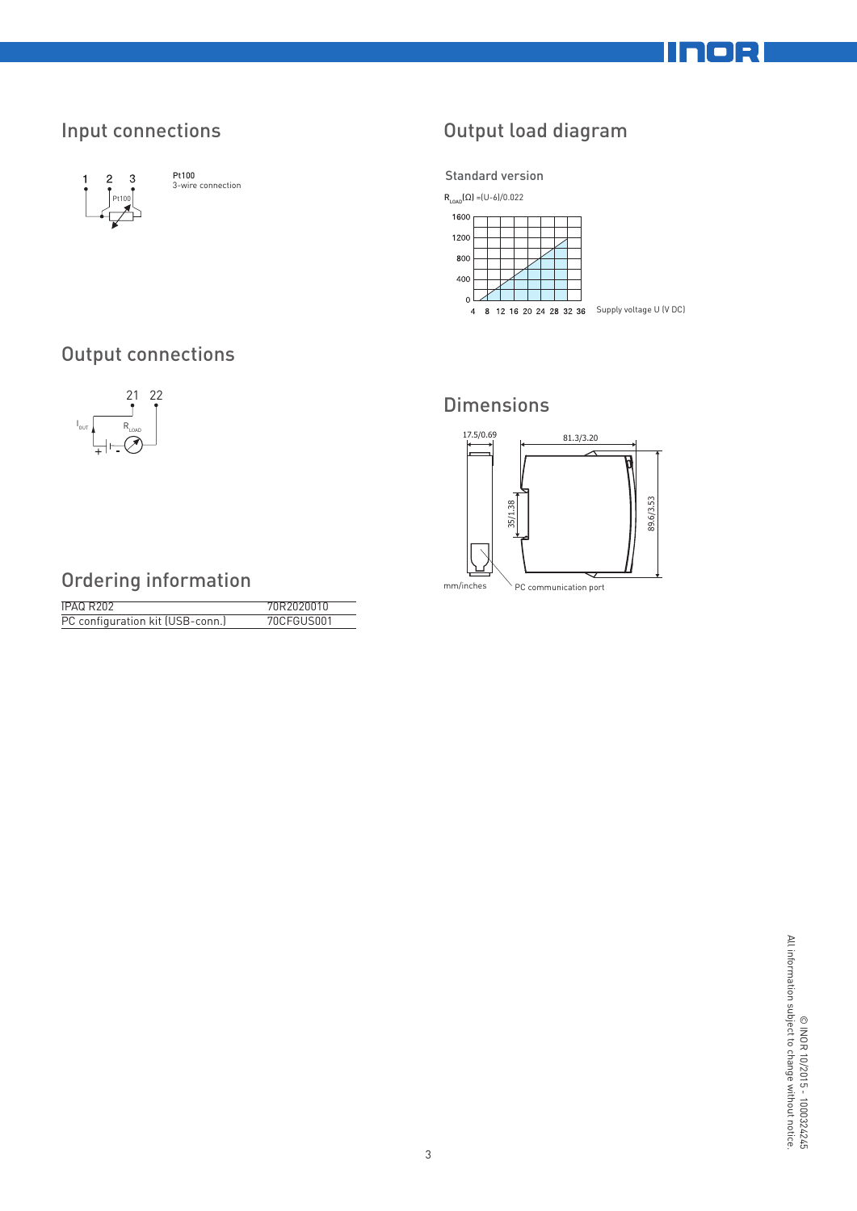## Input connections

1 2 3

Pt100

Pt100
3-wire connection

## Output connections

21 22

$I_{OUT}$

$R_{LOAD}$

+ -

## Ordering information

| | |
|---|---|
| IPAQ R202 | 70R2020010 |
| PC configuration kit (USB-conn.) | 70CFGUS001 |

## Output load diagram

Standard version

$R_{LOAD}(\Omega) = (U-6)/0.022$

1600
1200
800
400
0

4 8 12 16 20 24 28 32 36 Supply voltage U (V DC)

## Dimensions

17.5/0.69

81.3/3.20

35/1.38

89.6/3.53

mm/inches

PC communication port

© INOR 10/2015 - 100032245
All information subject to change without notice.